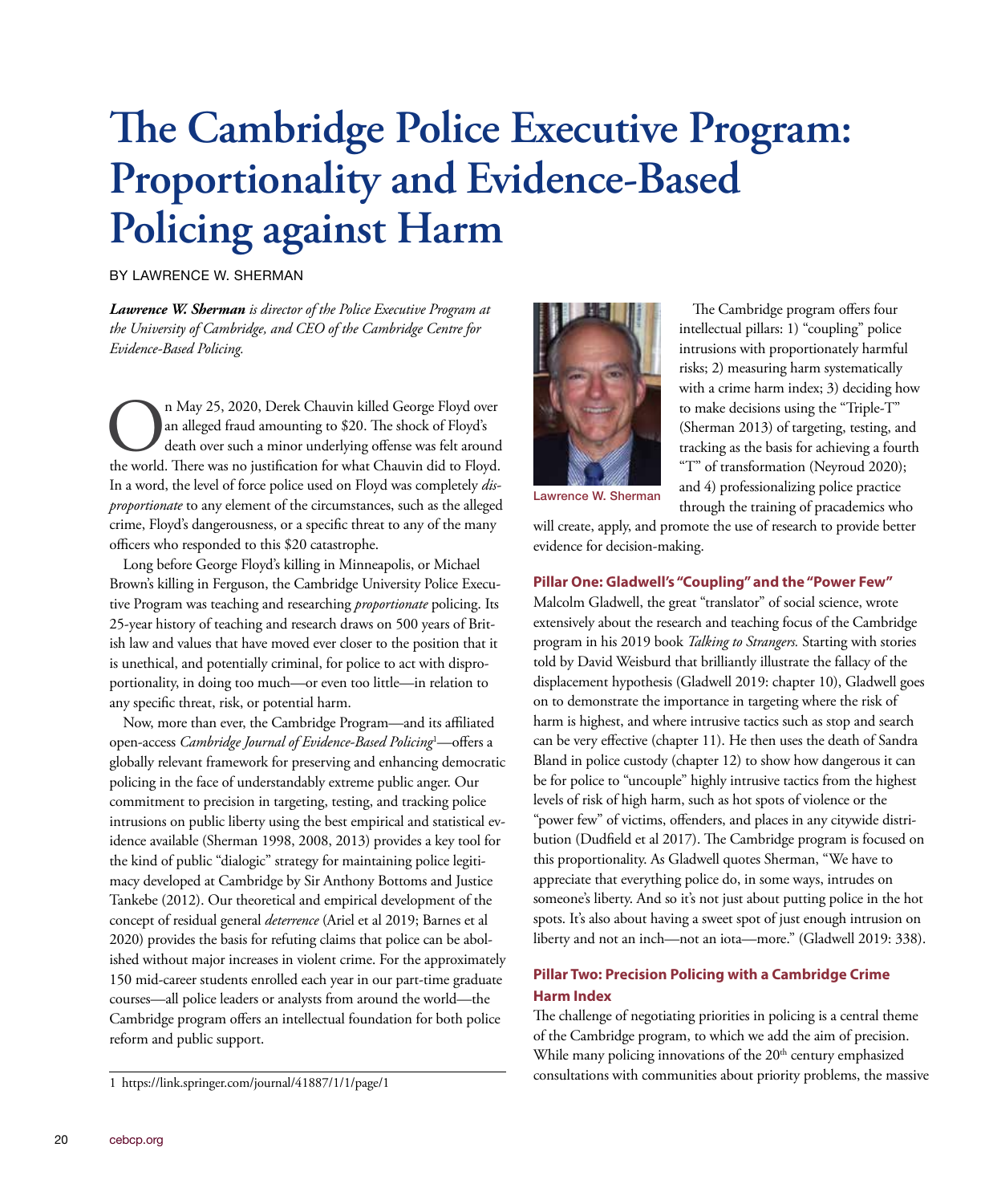# The Cambridge Police Executive Program: Proportionality and Evidence-Based Policing against Harm

BY LAWRENCE W. SHERMAN

***Lawrence W. Sherman*** *is director of the Police Executive Program at the University of Cambridge, and CEO of the Cambridge Centre for Evidence-Based Policing.*

On May 25, 2020, Derek Chauvin killed George Floyd over an alleged fraud amounting to $20. The shock of Floyd's death over such a minor underlying offense was felt around the world. There was no justification for what Chauvin did to Floyd. In a word, the level of force police used on Floyd was completely *disproportionate* to any element of the circumstances, such as the alleged crime, Floyd's dangerousness, or a specific threat to any of the many officers who responded to this $20 catastrophe.

Long before George Floyd's killing in Minneapolis, or Michael Brown's killing in Ferguson, the Cambridge University Police Executive Program was teaching and researching *proportionate* policing. Its 25-year history of teaching and research draws on 500 years of British law and values that have moved ever closer to the position that it is unethical, and potentially criminal, for police to act with disproportionality, in doing too much—or even too little—in relation to any specific threat, risk, or potential harm.

Now, more than ever, the Cambridge Program—and its affiliated open-access *Cambridge Journal of Evidence-Based Policing*[1]—offers a globally relevant framework for preserving and enhancing democratic policing in the face of understandably extreme public anger. Our commitment to precision in targeting, testing, and tracking police intrusions on public liberty using the best empirical and statistical evidence available (Sherman 1998, 2008, 2013) provides a key tool for the kind of public "dialogic" strategy for maintaining police legitimacy developed at Cambridge by Sir Anthony Bottoms and Justice Tankebe (2012). Our theoretical and empirical development of the concept of residual general *deterrence* (Ariel et al 2019; Barnes et al 2020) provides the basis for refuting claims that police can be abolished without major increases in violent crime. For the approximately 150 mid-career students enrolled each year in our part-time graduate courses—all police leaders or analysts from around the world—the Cambridge program offers an intellectual foundation for both police reform and public support.

1 https://link.springer.com/journal/41887/1/1/page/1

Lawrence W. Sherman

The Cambridge program offers four intellectual pillars: 1) "coupling" police intrusions with proportionately harmful risks; 2) measuring harm systematically with a crime harm index; 3) deciding how to make decisions using the "Triple-T" (Sherman 2013) of targeting, testing, and tracking as the basis for achieving a fourth "T" of transformation (Neyroud 2020); and 4) professionalizing police practice through the training of pracademics who will create, apply, and promote the use of research to provide better evidence for decision-making.

## Pillar One: Gladwell's "Coupling" and the "Power Few"

Malcolm Gladwell, the great "translator" of social science, wrote extensively about the research and teaching focus of the Cambridge program in his 2019 book *Talking to Strangers.* Starting with stories told by David Weisburd that brilliantly illustrate the fallacy of the displacement hypothesis (Gladwell 2019: chapter 10), Gladwell goes on to demonstrate the importance in targeting where the risk of harm is highest, and where intrusive tactics such as stop and search can be very effective (chapter 11). He then uses the death of Sandra Bland in police custody (chapter 12) to show how dangerous it can be for police to "uncouple" highly intrusive tactics from the highest levels of risk of high harm, such as hot spots of violence or the "power few" of victims, offenders, and places in any citywide distribution (Dudfield et al 2017). The Cambridge program is focused on this proportionality. As Gladwell quotes Sherman, "We have to appreciate that everything police do, in some ways, intrudes on someone's liberty. And so it's not just about putting police in the hot spots. It's also about having a sweet spot of just enough intrusion on liberty and not an inch—not an iota—more." (Gladwell 2019: 338).

## Pillar Two: Precision Policing with a Cambridge Crime Harm Index

The challenge of negotiating priorities in policing is a central theme of the Cambridge program, to which we add the aim of precision. While many policing innovations of the 20th century emphasized consultations with communities about priority problems, the massive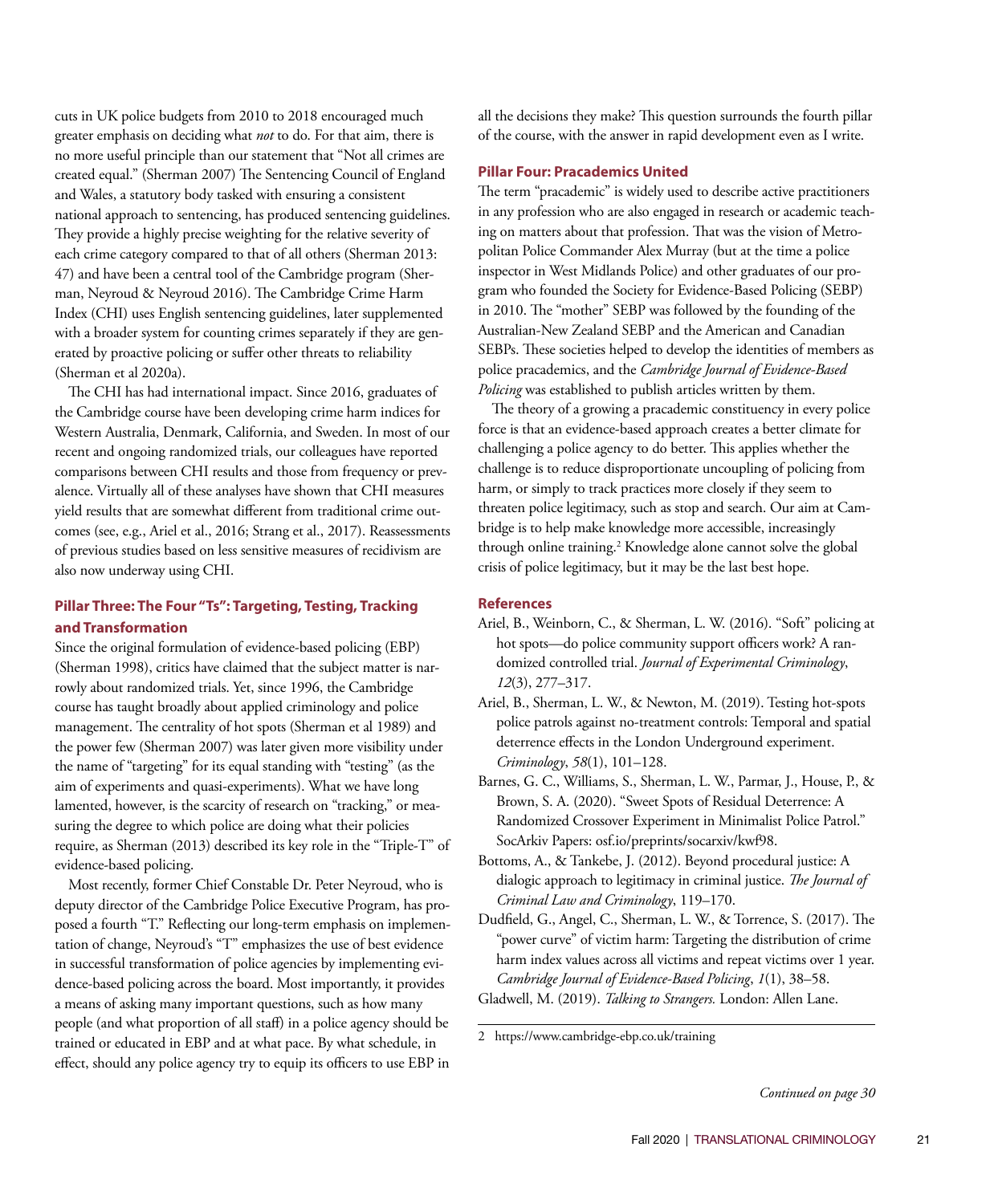cuts in UK police budgets from 2010 to 2018 encouraged much greater emphasis on deciding what *not* to do. For that aim, there is no more useful principle than our statement that "Not all crimes are created equal." (Sherman 2007) The Sentencing Council of England and Wales, a statutory body tasked with ensuring a consistent national approach to sentencing, has produced sentencing guidelines. They provide a highly precise weighting for the relative severity of each crime category compared to that of all others (Sherman 2013: 47) and have been a central tool of the Cambridge program (Sherman, Neyroud & Neyroud 2016). The Cambridge Crime Harm Index (CHI) uses English sentencing guidelines, later supplemented with a broader system for counting crimes separately if they are generated by proactive policing or suffer other threats to reliability (Sherman et al 2020a).

The CHI has had international impact. Since 2016, graduates of the Cambridge course have been developing crime harm indices for Western Australia, Denmark, California, and Sweden. In most of our recent and ongoing randomized trials, our colleagues have reported comparisons between CHI results and those from frequency or prevalence. Virtually all of these analyses have shown that CHI measures yield results that are somewhat different from traditional crime outcomes (see, e.g., Ariel et al., 2016; Strang et al., 2017). Reassessments of previous studies based on less sensitive measures of recidivism are also now underway using CHI.

### Pillar Three: The Four "Ts": Targeting, Testing, Tracking and Transformation

Since the original formulation of evidence-based policing (EBP) (Sherman 1998), critics have claimed that the subject matter is narrowly about randomized trials. Yet, since 1996, the Cambridge course has taught broadly about applied criminology and police management. The centrality of hot spots (Sherman et al 1989) and the power few (Sherman 2007) was later given more visibility under the name of "targeting" for its equal standing with "testing" (as the aim of experiments and quasi-experiments). What we have long lamented, however, is the scarcity of research on "tracking," or measuring the degree to which police are doing what their policies require, as Sherman (2013) described its key role in the "Triple-T" of evidence-based policing.

Most recently, former Chief Constable Dr. Peter Neyroud, who is deputy director of the Cambridge Police Executive Program, has proposed a fourth "T." Reflecting our long-term emphasis on implementation of change, Neyroud's "T" emphasizes the use of best evidence in successful transformation of police agencies by implementing evidence-based policing across the board. Most importantly, it provides a means of asking many important questions, such as how many people (and what proportion of all staff) in a police agency should be trained or educated in EBP and at what pace. By what schedule, in effect, should any police agency try to equip its officers to use EBP in all the decisions they make? This question surrounds the fourth pillar of the course, with the answer in rapid development even as I write.

### Pillar Four: Pracademics United

The term "pracademic" is widely used to describe active practitioners in any profession who are also engaged in research or academic teaching on matters about that profession. That was the vision of Metropolitan Police Commander Alex Murray (but at the time a police inspector in West Midlands Police) and other graduates of our program who founded the Society for Evidence-Based Policing (SEBP) in 2010. The "mother" SEBP was followed by the founding of the Australian-New Zealand SEBP and the American and Canadian SEBPs. These societies helped to develop the identities of members as police pracademics, and the *Cambridge Journal of Evidence-Based Policing* was established to publish articles written by them.

The theory of a growing a pracademic constituency in every police force is that an evidence-based approach creates a better climate for challenging a police agency to do better. This applies whether the challenge is to reduce disproportionate uncoupling of policing from harm, or simply to track practices more closely if they seem to threaten police legitimacy, such as stop and search. Our aim at Cambridge is to help make knowledge more accessible, increasingly through online training.[2] Knowledge alone cannot solve the global crisis of police legitimacy, but it may be the last best hope.

### References

Ariel, B., Weinborn, C., & Sherman, L. W. (2016). "Soft" policing at hot spots—do police community support officers work? A randomized controlled trial. *Journal of Experimental Criminology*, *12*(3), 277–317.

Ariel, B., Sherman, L. W., & Newton, M. (2019). Testing hot-spots police patrols against no-treatment controls: Temporal and spatial deterrence effects in the London Underground experiment. *Criminology*, *58*(1), 101–128.

Barnes, G. C., Williams, S., Sherman, L. W., Parmar, J., House, P., & Brown, S. A. (2020). "Sweet Spots of Residual Deterrence: A Randomized Crossover Experiment in Minimalist Police Patrol." SocArkiv Papers: osf.io/preprints/socarxiv/kwf98.

Bottoms, A., & Tankebe, J. (2012). Beyond procedural justice: A dialogic approach to legitimacy in criminal justice. *The Journal of Criminal Law and Criminology*, 119–170.

Dudfield, G., Angel, C., Sherman, L. W., & Torrence, S. (2017). The "power curve" of victim harm: Targeting the distribution of crime harm index values across all victims and repeat victims over 1 year. *Cambridge Journal of Evidence-Based Policing*, *1*(1), 38–58.

Gladwell, M. (2019). *Talking to Strangers.* London: Allen Lane.

2 https://www.cambridge-ebp.co.uk/training

*Continued on page 30*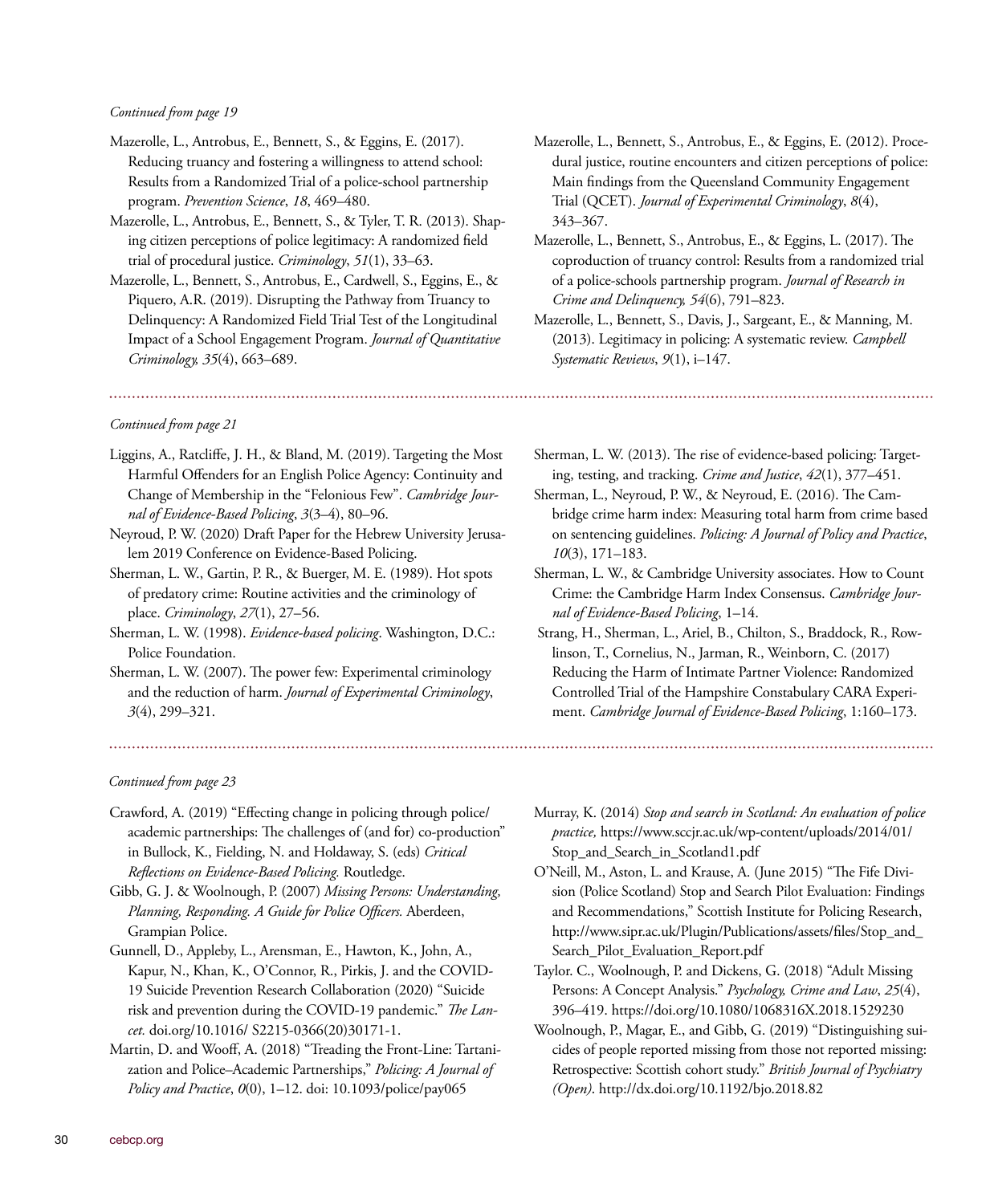*Continued from page 19*

Mazerolle, L., Antrobus, E., Bennett, S., & Eggins, E. (2017). Reducing truancy and fostering a willingness to attend school: Results from a Randomized Trial of a police-school partnership program. *Prevention Science*, *18*, 469–480.

Mazerolle, L., Antrobus, E., Bennett, S., & Tyler, T. R. (2013). Shaping citizen perceptions of police legitimacy: A randomized field trial of procedural justice. *Criminology*, *51*(1), 33–63.

Mazerolle, L., Bennett, S., Antrobus, E., Cardwell, S., Eggins, E., & Piquero, A.R. (2019). Disrupting the Pathway from Truancy to Delinquency: A Randomized Field Trial Test of the Longitudinal Impact of a School Engagement Program. *Journal of Quantitative Criminology, 35*(4), 663–689.

Mazerolle, L., Bennett, S., Antrobus, E., & Eggins, E. (2012). Procedural justice, routine encounters and citizen perceptions of police: Main findings from the Queensland Community Engagement Trial (QCET). *Journal of Experimental Criminology*, *8*(4), 343–367.

Mazerolle, L., Bennett, S., Antrobus, E., & Eggins, L. (2017). The coproduction of truancy control: Results from a randomized trial of a police-schools partnership program. *Journal of Research in Crime and Delinquency, 54*(6), 791–823.

Mazerolle, L., Bennett, S., Davis, J., Sargeant, E., & Manning, M. (2013). Legitimacy in policing: A systematic review. *Campbell Systematic Reviews*, *9*(1), i–147.

*Continued from page 21*

Liggins, A., Ratcliffe, J. H., & Bland, M. (2019). Targeting the Most Harmful Offenders for an English Police Agency: Continuity and Change of Membership in the "Felonious Few". *Cambridge Journal of Evidence-Based Policing*, *3*(3–4), 80–96.

Neyroud, P. W. (2020) Draft Paper for the Hebrew University Jerusalem 2019 Conference on Evidence-Based Policing.

Sherman, L. W., Gartin, P. R., & Buerger, M. E. (1989). Hot spots of predatory crime: Routine activities and the criminology of place. *Criminology*, *27*(1), 27–56.

Sherman, L. W. (1998). *Evidence-based policing*. Washington, D.C.: Police Foundation.

Sherman, L. W. (2007). The power few: Experimental criminology and the reduction of harm. *Journal of Experimental Criminology*, *3*(4), 299–321.

Sherman, L. W. (2013). The rise of evidence-based policing: Targeting, testing, and tracking. *Crime and Justice*, *42*(1), 377–451.

Sherman, L., Neyroud, P. W., & Neyroud, E. (2016). The Cambridge crime harm index: Measuring total harm from crime based on sentencing guidelines. *Policing: A Journal of Policy and Practice*, *10*(3), 171–183.

Sherman, L. W., & Cambridge University associates. How to Count Crime: the Cambridge Harm Index Consensus. *Cambridge Journal of Evidence-Based Policing*, 1–14.

Strang, H., Sherman, L., Ariel, B., Chilton, S., Braddock, R., Rowlinson, T., Cornelius, N., Jarman, R., Weinborn, C. (2017) Reducing the Harm of Intimate Partner Violence: Randomized Controlled Trial of the Hampshire Constabulary CARA Experiment. *Cambridge Journal of Evidence-Based Policing*, 1:160–173.

*Continued from page 23*

Crawford, A. (2019) "Effecting change in policing through police/academic partnerships: The challenges of (and for) co-production" in Bullock, K., Fielding, N. and Holdaway, S. (eds) *Critical Reflections on Evidence-Based Policing.* Routledge.

Gibb, G. J. & Woolnough, P. (2007) *Missing Persons: Understanding, Planning, Responding. A Guide for Police Officers.* Aberdeen, Grampian Police.

Gunnell, D., Appleby, L., Arensman, E., Hawton, K., John, A., Kapur, N., Khan, K., O'Connor, R., Pirkis, J. and the COVID-19 Suicide Prevention Research Collaboration (2020) "Suicide risk and prevention during the COVID-19 pandemic." *The Lancet.* doi.org/10.1016/ S2215-0366(20)30171-1.

Martin, D. and Wooff, A. (2018) "Treading the Front-Line: Tartanization and Police–Academic Partnerships," *Policing: A Journal of Policy and Practice*, *0*(0), 1–12. doi: 10.1093/police/pay065

Murray, K. (2014) *Stop and search in Scotland: An evaluation of police practice,* https://www.sccjr.ac.uk/wp-content/uploads/2014/01/Stop_and_Search_in_Scotland1.pdf

O'Neill, M., Aston, L. and Krause, A. (June 2015) "The Fife Division (Police Scotland) Stop and Search Pilot Evaluation: Findings and Recommendations," Scottish Institute for Policing Research, http://www.sipr.ac.uk/Plugin/Publications/assets/files/Stop_and_Search_Pilot_Evaluation_Report.pdf

Taylor. C., Woolnough, P. and Dickens, G. (2018) "Adult Missing Persons: A Concept Analysis." *Psychology, Crime and Law*, *25*(4), 396–419. https://doi.org/10.1080/1068316X.2018.1529230

Woolnough, P., Magar, E., and Gibb, G. (2019) "Distinguishing suicides of people reported missing from those not reported missing: Retrospective: Scottish cohort study." *British Journal of Psychiatry (Open)*. http://dx.doi.org/10.1192/bjo.2018.82